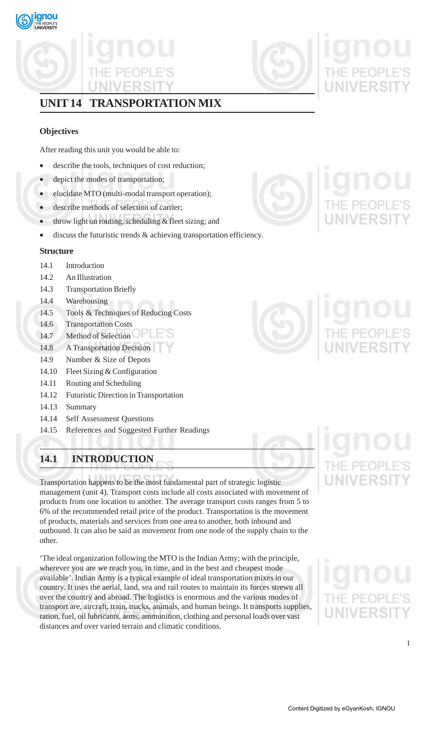# UNIT 14 TRANSPORTATION MIX

### Objectives

After reading this unit you would be able to:

- describe the tools, techniques of cost reduction;
- depict the modes of transportation;
- elucidate MTO (multi-modal transport operation);
- describe methods of selection of carrier;
- throw light on routing, scheduling & fleet sizing; and
- discuss the futuristic trends & achieving transportation efficiency.

### Structure

- 14.1 Introduction
- 14.2 An Illustration
- 14.3 Transportation Briefly
- 14.4 Warehousing
- 14.5 Tools & Techniques of Reducing Costs
- 14.6 Transportation Costs
- 14.7 Method of Selection
- 14.8 A Transportation Decision
- 14.9 Number & Size of Depots
- 14.10 Fleet Sizing & Configuration
- 14.11 Routing and Scheduling
- 14.12 Futuristic Direction in Transportation
- 14.13 Summary
- 14.14 Self Assessment Questions
- 14.15 References and Suggested Further Readings

## 14.1 INTRODUCTION

Transportation happens to be the most fundamental part of strategic logistic management (unit 4). Transport costs include all costs associated with movement of products from one location to another. The average transport costs ranges from 5 to 6% of the recommended retail price of the product. Transportation is the movement of products, materials and services from one area to another, both inbound and outbound. It can also be said as movement from one node of the supply chain to the other.

'The ideal organization following the MTO is the Indian Army; with the principle, wherever you are we reach you, in time, and in the best and cheapest mode available'. Indian Army is a typical example of ideal transportation mixes in our country. It uses the aerial, land, sea and rail routes to maintain its forces strewn all over the country and abroad. The logistics is enormous and the various modes of transport are, aircraft, train, trucks, animals, and human beings. It transports supplies, ration, fuel, oil lubricants, arms, ammunition, clothing and personal loads over vast distances and over varied terrain and climatic conditions.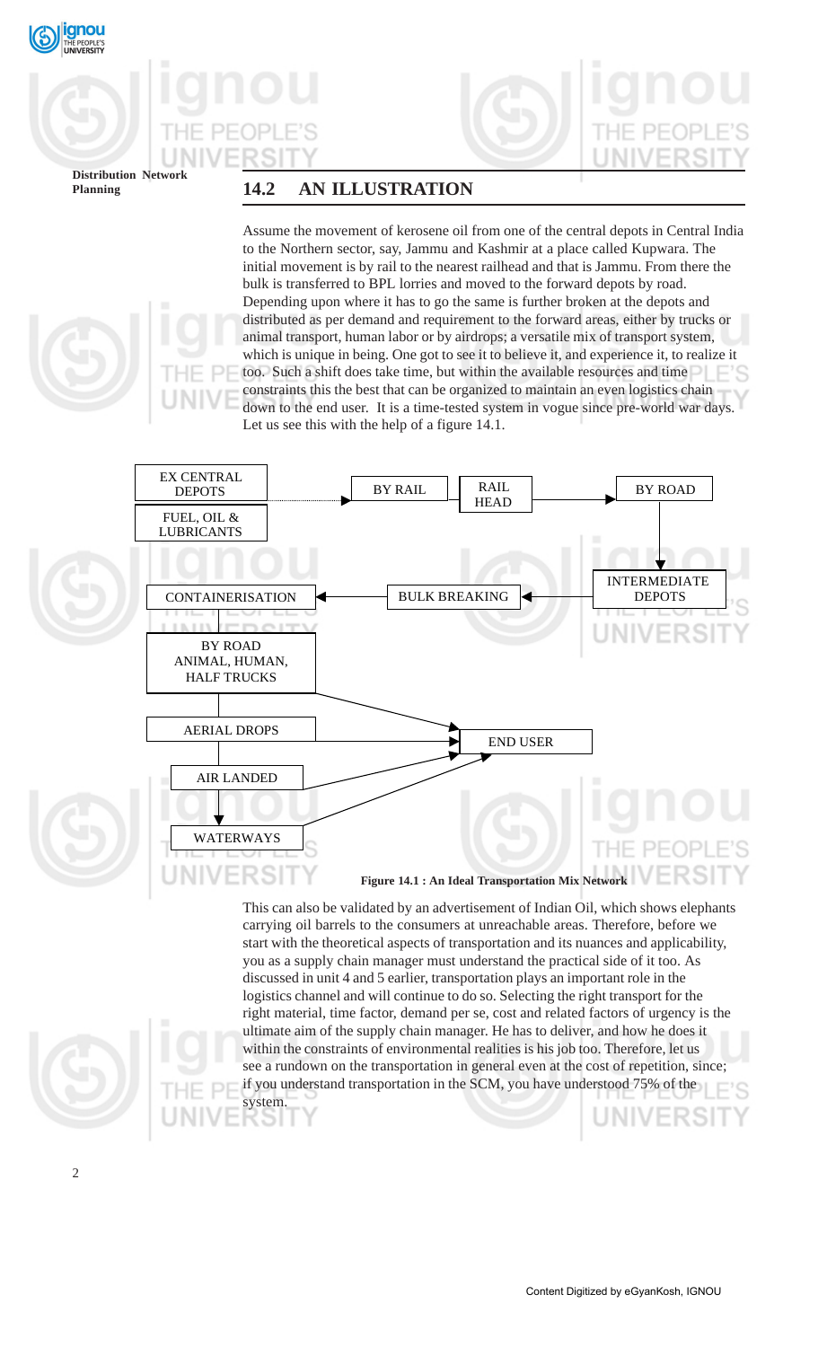## 14.2 AN ILLUSTRATION

Assume the movement of kerosene oil from one of the central depots in Central India to the Northern sector, say, Jammu and Kashmir at a place called Kupwara. The initial movement is by rail to the nearest railhead and that is Jammu. From there the bulk is transferred to BPL lorries and moved to the forward depots by road. Depending upon where it has to go the same is further broken at the depots and distributed as per demand and requirement to the forward areas, either by trucks or animal transport, human labor or by airdrops; a versatile mix of transport system, which is unique in being. One got to see it to believe it, and experience it, to realize it too. Such a shift does take time, but within the available resources and time constraints this the best that can be organized to maintain an even logistics chain down to the end user. It is a time-tested system in vogue since pre-world war days. Let us see this with the help of a figure 14.1.

EX CENTRAL DEPOTS

FUEL, OIL & LUBRICANTS

BY RAIL → RAIL HEAD → BY ROAD → INTERMEDIATE DEPOTS → BULK BREAKING → CONTAINERISATION

BY ROAD ANIMAL, HUMAN, HALF TRUCKS → END USER

AERIAL DROPS → END USER

AIR LANDED → END USER

WATERWAYS → END USER

**Figure 14.1 : An Ideal Transportation Mix Network**

This can also be validated by an advertisement of Indian Oil, which shows elephants carrying oil barrels to the consumers at unreachable areas. Therefore, before we start with the theoretical aspects of transportation and its nuances and applicability, you as a supply chain manager must understand the practical side of it too. As discussed in unit 4 and 5 earlier, transportation plays an important role in the logistics channel and will continue to do so. Selecting the right transport for the right material, time factor, demand per se, cost and related factors of urgency is the ultimate aim of the supply chain manager. He has to deliver, and how he does it within the constraints of environmental realities is his job too. Therefore, let us see a rundown on the transportation in general even at the cost of repetition, since; if you understand transportation in the SCM, you have understood 75% of the system.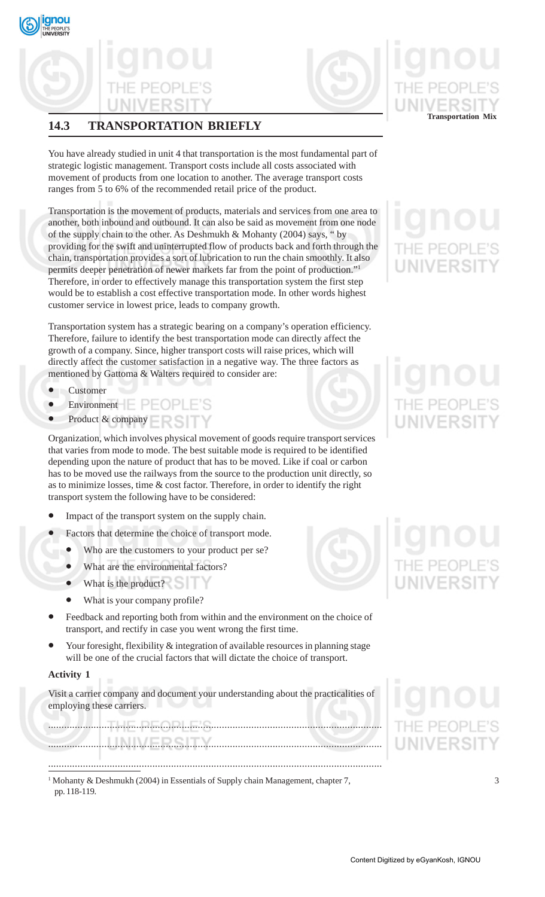## 14.3 TRANSPORTATION BRIEFLY

You have already studied in unit 4 that transportation is the most fundamental part of strategic logistic management. Transport costs include all costs associated with movement of products from one location to another. The average transport costs ranges from 5 to 6% of the recommended retail price of the product.

Transportation is the movement of products, materials and services from one area to another, both inbound and outbound. It can also be said as movement from one node of the supply chain to the other. As Deshmukh & Mohanty (2004) says, " by providing for the swift and uninterrupted flow of products back and forth through the chain, transportation provides a sort of lubrication to run the chain smoothly. It also permits deeper penetration of newer markets far from the point of production."[1] Therefore, in order to effectively manage this transportation system the first step would be to establish a cost effective transportation mode. In other words highest customer service in lowest price, leads to company growth.

Transportation system has a strategic bearing on a company's operation efficiency. Therefore, failure to identify the best transportation mode can directly affect the growth of a company. Since, higher transport costs will raise prices, which will directly affect the customer satisfaction in a negative way. The three factors as mentioned by Gattoma & Walters required to consider are:

- Customer
- Environment
- Product & company

Organization, which involves physical movement of goods require transport services that varies from mode to mode. The best suitable mode is required to be identified depending upon the nature of product that has to be moved. Like if coal or carbon has to be moved use the railways from the source to the production unit directly, so as to minimize losses, time & cost factor. Therefore, in order to identify the right transport system the following have to be considered:

- Impact of the transport system on the supply chain.
- Factors that determine the choice of transport mode.
  - Who are the customers to your product per se?
  - What are the environmental factors?
  - What is the product?
  - What is your company profile?
- Feedback and reporting both from within and the environment on the choice of transport, and rectify in case you went wrong the first time.
- Your foresight, flexibility & integration of available resources in planning stage will be one of the crucial factors that will dictate the choice of transport.

**Activity 1**

Visit a carrier company and document your understanding about the practicalities of employing these carriers.

..............................................................................................................

..............................................................................................................

..............................................................................................................

[1] Mohanty & Deshmukh (2004) in Essentials of Supply chain Management, chapter 7, pp. 118-119.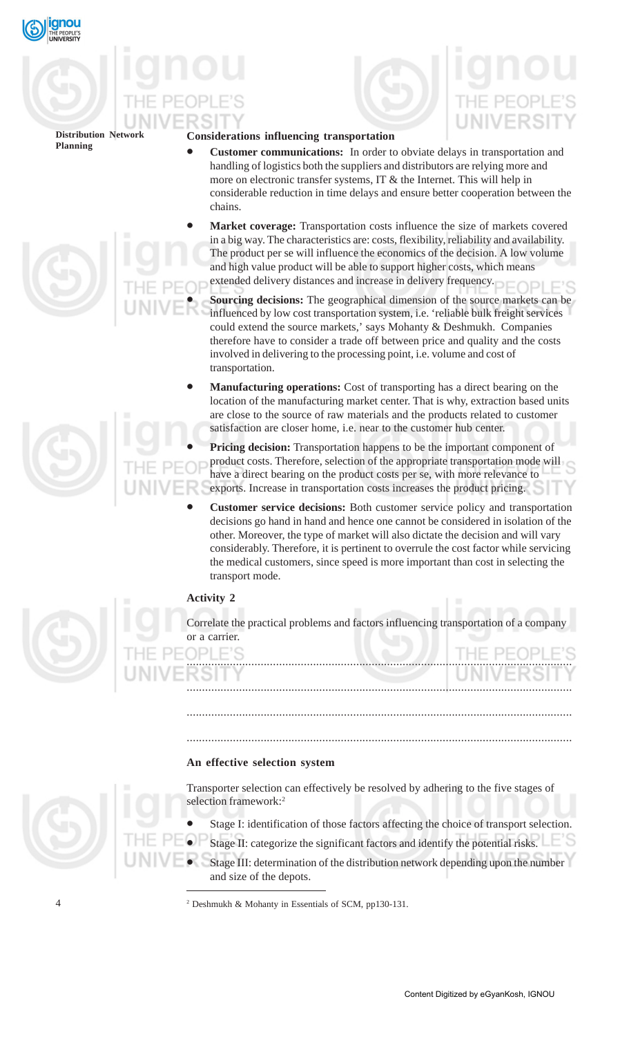### Considerations influencing transportation

- **Customer communications:** In order to obviate delays in transportation and handling of logistics both the suppliers and distributors are relying more and more on electronic transfer systems, IT & the Internet. This will help in considerable reduction in time delays and ensure better cooperation between the chains.
- **Market coverage:** Transportation costs influence the size of markets covered in a big way. The characteristics are: costs, flexibility, reliability and availability. The product per se will influence the economics of the decision. A low volume and high value product will be able to support higher costs, which means extended delivery distances and increase in delivery frequency.
- **Sourcing decisions:** The geographical dimension of the source markets can be influenced by low cost transportation system, i.e. 'reliable bulk freight services could extend the source markets,' says Mohanty & Deshmukh. Companies therefore have to consider a trade off between price and quality and the costs involved in delivering to the processing point, i.e. volume and cost of transportation.
- **Manufacturing operations:** Cost of transporting has a direct bearing on the location of the manufacturing market center. That is why, extraction based units are close to the source of raw materials and the products related to customer satisfaction are closer home, i.e. near to the customer hub center.
- **Pricing decision:** Transportation happens to be the important component of product costs. Therefore, selection of the appropriate transportation mode will have a direct bearing on the product costs per se, with more relevance to exports. Increase in transportation costs increases the product pricing.
- **Customer service decisions:** Both customer service policy and transportation decisions go hand in hand and hence one cannot be considered in isolation of the other. Moreover, the type of market will also dictate the decision and will vary considerably. Therefore, it is pertinent to overrule the cost factor while servicing the medical customers, since speed is more important than cost in selecting the transport mode.

**Activity 2**

Correlate the practical problems and factors influencing transportation of a company or a carrier.

..........................................................................................................................

..........................................................................................................................

..........................................................................................................................

..........................................................................................................................

**An effective selection system**

Transporter selection can effectively be resolved by adhering to the five stages of selection framework:[2]

- Stage I: identification of those factors affecting the choice of transport selection.
- Stage II: categorize the significant factors and identify the potential risks.
- Stage III: determination of the distribution network depending upon the number and size of the depots.

---

[2] Deshmukh & Mohanty in Essentials of SCM, pp130-131.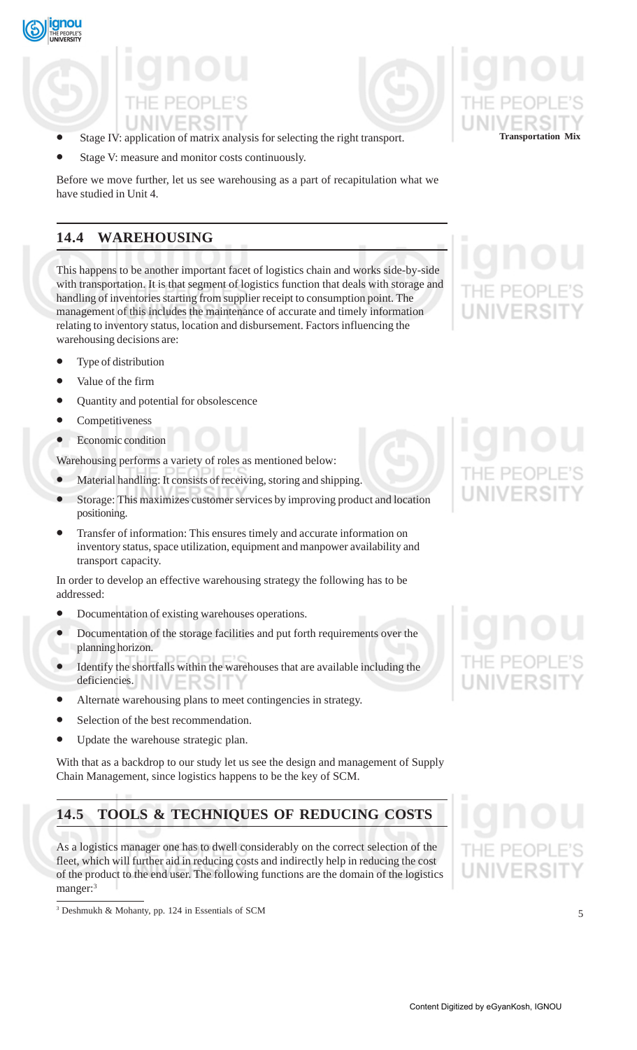- Stage IV: application of matrix analysis for selecting the right transport.
- Stage V: measure and monitor costs continuously.

Before we move further, let us see warehousing as a part of recapitulation what we have studied in Unit 4.

## 14.4 WAREHOUSING

This happens to be another important facet of logistics chain and works side-by-side with transportation. It is that segment of logistics function that deals with storage and handling of inventories starting from supplier receipt to consumption point. The management of this includes the maintenance of accurate and timely information relating to inventory status, location and disbursement. Factors influencing the warehousing decisions are:

- Type of distribution
- Value of the firm
- Quantity and potential for obsolescence
- Competitiveness
- Economic condition

Warehousing performs a variety of roles as mentioned below:

- Material handling: It consists of receiving, storing and shipping.
- Storage: This maximizes customer services by improving product and location positioning.
- Transfer of information: This ensures timely and accurate information on inventory status, space utilization, equipment and manpower availability and transport capacity.

In order to develop an effective warehousing strategy the following has to be addressed:

- Documentation of existing warehouses operations.
- Documentation of the storage facilities and put forth requirements over the planning horizon.
- Identify the shortfalls within the warehouses that are available including the deficiencies.
- Alternate warehousing plans to meet contingencies in strategy.
- Selection of the best recommendation.
- Update the warehouse strategic plan.

With that as a backdrop to our study let us see the design and management of Supply Chain Management, since logistics happens to be the key of SCM.

## 14.5 TOOLS & TECHNIQUES OF REDUCING COSTS

As a logistics manager one has to dwell considerably on the correct selection of the fleet, which will further aid in reducing costs and indirectly help in reducing the cost of the product to the end user. The following functions are the domain of the logistics manger:[3]

[3] Deshmukh & Mohanty, pp. 124 in Essentials of SCM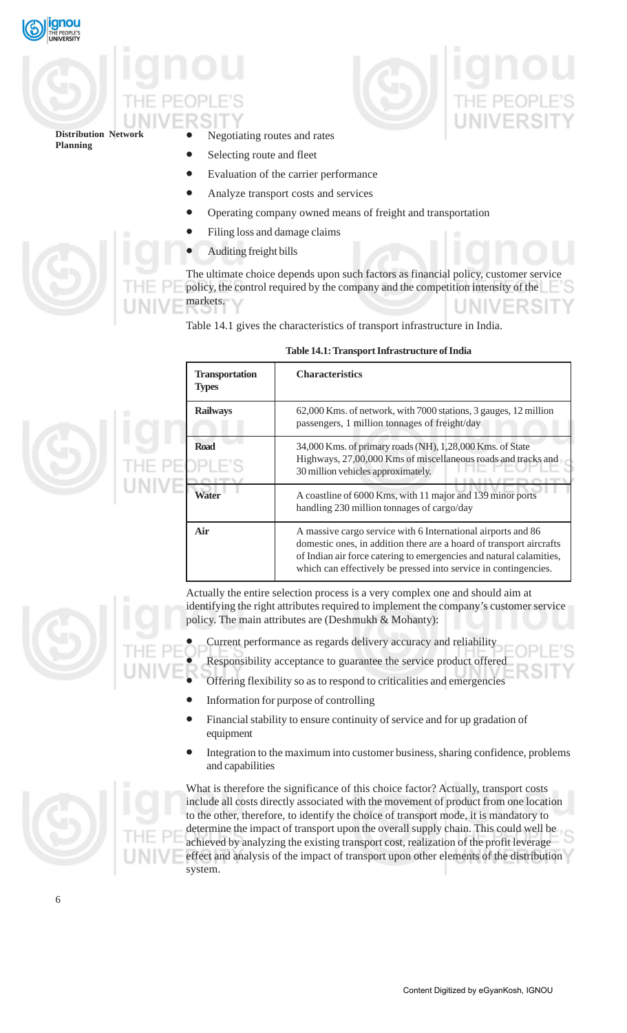- Negotiating routes and rates
- Selecting route and fleet
- Evaluation of the carrier performance
- Analyze transport costs and services
- Operating company owned means of freight and transportation
- Filing loss and damage claims
- Auditing freight bills

The ultimate choice depends upon such factors as financial policy, customer service policy, the control required by the company and the competition intensity of the markets.

Table 14.1 gives the characteristics of transport infrastructure in India.

**Table 14.1: Transport Infrastructure of India**

| **Transportation Types** | **Characteristics** |
|---|---|
| **Railways** | 62,000 Kms. of network, with 7000 stations, 3 gauges, 12 million passengers, 1 million tonnages of freight/day |
| **Road** | 34,000 Kms. of primary roads (NH), 1,28,000 Kms. of State Highways, 27,00,000 Kms of miscellaneous roads and tracks and 30 million vehicles approximately. |
| **Water** | A coastline of 6000 Kms, with 11 major and 139 minor ports handling 230 million tonnages of cargo/day |
| **Air** | A massive cargo service with 6 International airports and 86 domestic ones, in addition there are a hoard of transport aircrafts of Indian air force catering to emergencies and natural calamities, which can effectively be pressed into service in contingencies. |

Actually the entire selection process is a very complex one and should aim at identifying the right attributes required to implement the company's customer service policy. The main attributes are (Deshmukh & Mohanty):

- Current performance as regards delivery accuracy and reliability
- Responsibility acceptance to guarantee the service product offered
- Offering flexibility so as to respond to criticalities and emergencies
- Information for purpose of controlling
- Financial stability to ensure continuity of service and for up gradation of equipment
- Integration to the maximum into customer business, sharing confidence, problems and capabilities

What is therefore the significance of this choice factor? Actually, transport costs include all costs directly associated with the movement of product from one location to the other, therefore, to identify the choice of transport mode, it is mandatory to determine the impact of transport upon the overall supply chain. This could well be achieved by analyzing the existing transport cost, realization of the profit leverage effect and analysis of the impact of transport upon other elements of the distribution system.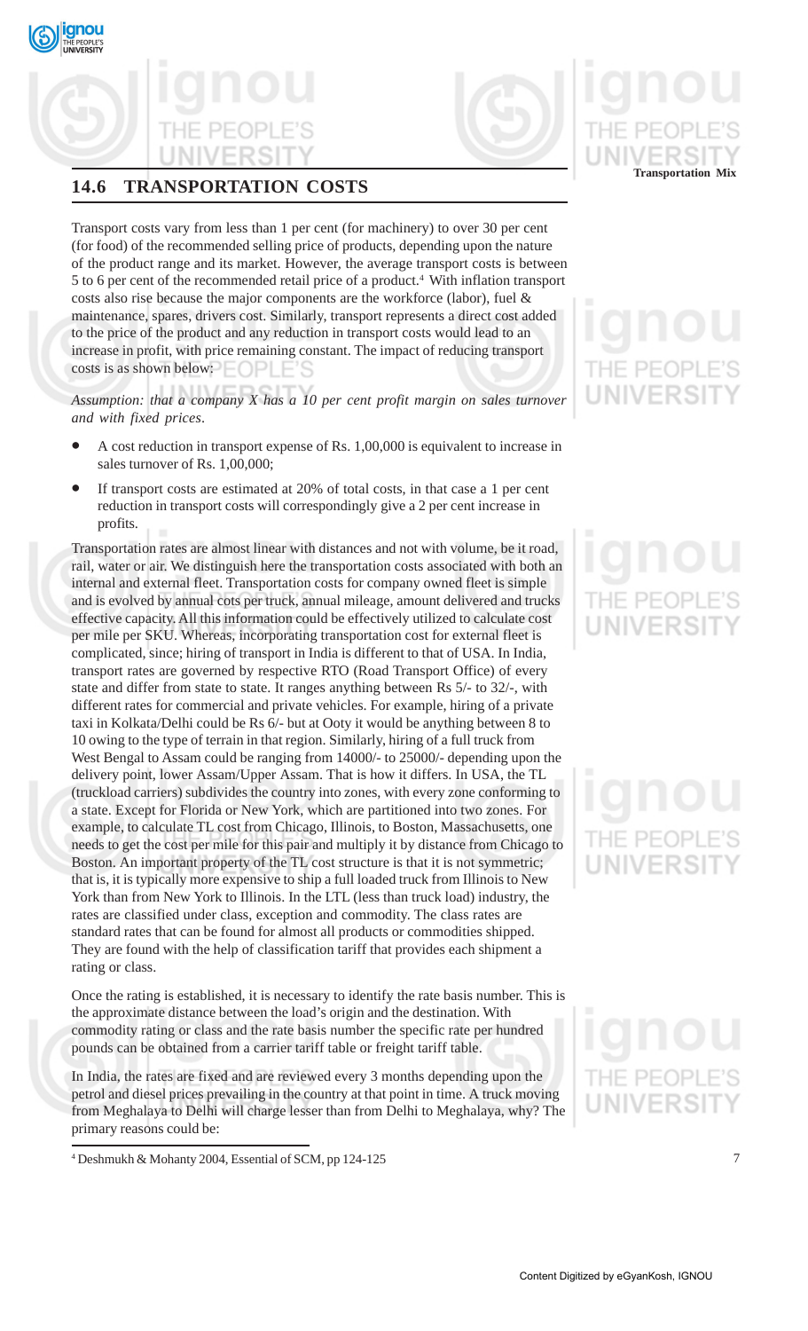## 14.6 TRANSPORTATION COSTS

Transport costs vary from less than 1 per cent (for machinery) to over 30 per cent (for food) of the recommended selling price of products, depending upon the nature of the product range and its market. However, the average transport costs is between 5 to 6 per cent of the recommended retail price of a product.[4] With inflation transport costs also rise because the major components are the workforce (labor), fuel & maintenance, spares, drivers cost. Similarly, transport represents a direct cost added to the price of the product and any reduction in transport costs would lead to an increase in profit, with price remaining constant. The impact of reducing transport costs is as shown below:

*Assumption: that a company X has a 10 per cent profit margin on sales turnover and with fixed prices.*

- A cost reduction in transport expense of Rs. 1,00,000 is equivalent to increase in sales turnover of Rs. 1,00,000;
- If transport costs are estimated at 20% of total costs, in that case a 1 per cent reduction in transport costs will correspondingly give a 2 per cent increase in profits.

Transportation rates are almost linear with distances and not with volume, be it road, rail, water or air. We distinguish here the transportation costs associated with both an internal and external fleet. Transportation costs for company owned fleet is simple and is evolved by annual cots per truck, annual mileage, amount delivered and trucks effective capacity. All this information could be effectively utilized to calculate cost per mile per SKU. Whereas, incorporating transportation cost for external fleet is complicated, since; hiring of transport in India is different to that of USA. In India, transport rates are governed by respective RTO (Road Transport Office) of every state and differ from state to state. It ranges anything between Rs 5/- to 32/-, with different rates for commercial and private vehicles. For example, hiring of a private taxi in Kolkata/Delhi could be Rs 6/- but at Ooty it would be anything between 8 to 10 owing to the type of terrain in that region. Similarly, hiring of a full truck from West Bengal to Assam could be ranging from 14000/- to 25000/- depending upon the delivery point, lower Assam/Upper Assam. That is how it differs. In USA, the TL (truckload carriers) subdivides the country into zones, with every zone conforming to a state. Except for Florida or New York, which are partitioned into two zones. For example, to calculate TL cost from Chicago, Illinois, to Boston, Massachusetts, one needs to get the cost per mile for this pair and multiply it by distance from Chicago to Boston. An important property of the TL cost structure is that it is not symmetric; that is, it is typically more expensive to ship a full loaded truck from Illinois to New York than from New York to Illinois. In the LTL (less than truck load) industry, the rates are classified under class, exception and commodity. The class rates are standard rates that can be found for almost all products or commodities shipped. They are found with the help of classification tariff that provides each shipment a rating or class.

Once the rating is established, it is necessary to identify the rate basis number. This is the approximate distance between the load's origin and the destination. With commodity rating or class and the rate basis number the specific rate per hundred pounds can be obtained from a carrier tariff table or freight tariff table.

In India, the rates are fixed and are reviewed every 3 months depending upon the petrol and diesel prices prevailing in the country at that point in time. A truck moving from Meghalaya to Delhi will charge lesser than from Delhi to Meghalaya, why? The primary reasons could be:

---

[4] Deshmukh & Mohanty 2004, Essential of SCM, pp 124-125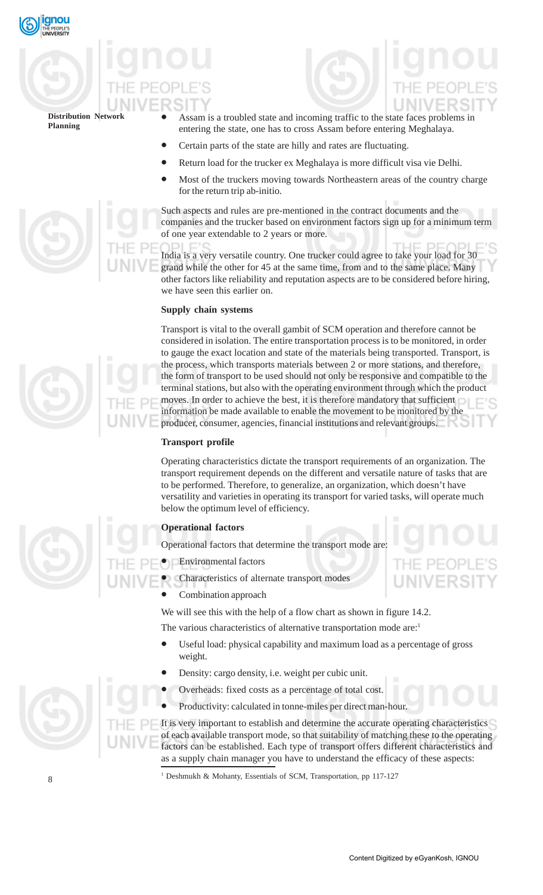- Assam is a troubled state and incoming traffic to the state faces problems in entering the state, one has to cross Assam before entering Meghalaya.
- Certain parts of the state are hilly and rates are fluctuating.
- Return load for the trucker ex Meghalaya is more difficult visa vie Delhi.
- Most of the truckers moving towards Northeastern areas of the country charge for the return trip ab-initio.

Such aspects and rules are pre-mentioned in the contract documents and the companies and the trucker based on environment factors sign up for a minimum term of one year extendable to 2 years or more.

India is a very versatile country. One trucker could agree to take your load for 30 grand while the other for 45 at the same time, from and to the same place. Many other factors like reliability and reputation aspects are to be considered before hiring, we have seen this earlier on.

**Supply chain systems**

Transport is vital to the overall gambit of SCM operation and therefore cannot be considered in isolation. The entire transportation process is to be monitored, in order to gauge the exact location and state of the materials being transported. Transport, is the process, which transports materials between 2 or more stations, and therefore, the form of transport to be used should not only be responsive and compatible to the terminal stations, but also with the operating environment through which the product moves. In order to achieve the best, it is therefore mandatory that sufficient information be made available to enable the movement to be monitored by the producer, consumer, agencies, financial institutions and relevant groups.

**Transport profile**

Operating characteristics dictate the transport requirements of an organization. The transport requirement depends on the different and versatile nature of tasks that are to be performed. Therefore, to generalize, an organization, which doesn't have versatility and varieties in operating its transport for varied tasks, will operate much below the optimum level of efficiency.

**Operational factors**

Operational factors that determine the transport mode are:

- Environmental factors
- Characteristics of alternate transport modes
- Combination approach

We will see this with the help of a flow chart as shown in figure 14.2.

The various characteristics of alternative transportation mode are:[1]

- Useful load: physical capability and maximum load as a percentage of gross weight.
- Density: cargo density, i.e. weight per cubic unit.
- Overheads: fixed costs as a percentage of total cost.
- Productivity: calculated in tonne-miles per direct man-hour.

It is very important to establish and determine the accurate operating characteristics of each available transport mode, so that suitability of matching these to the operating factors can be established. Each type of transport offers different characteristics and as a supply chain manager you have to understand the efficacy of these aspects:

[1] Deshmukh & Mohanty, Essentials of SCM, Transportation, pp 117-127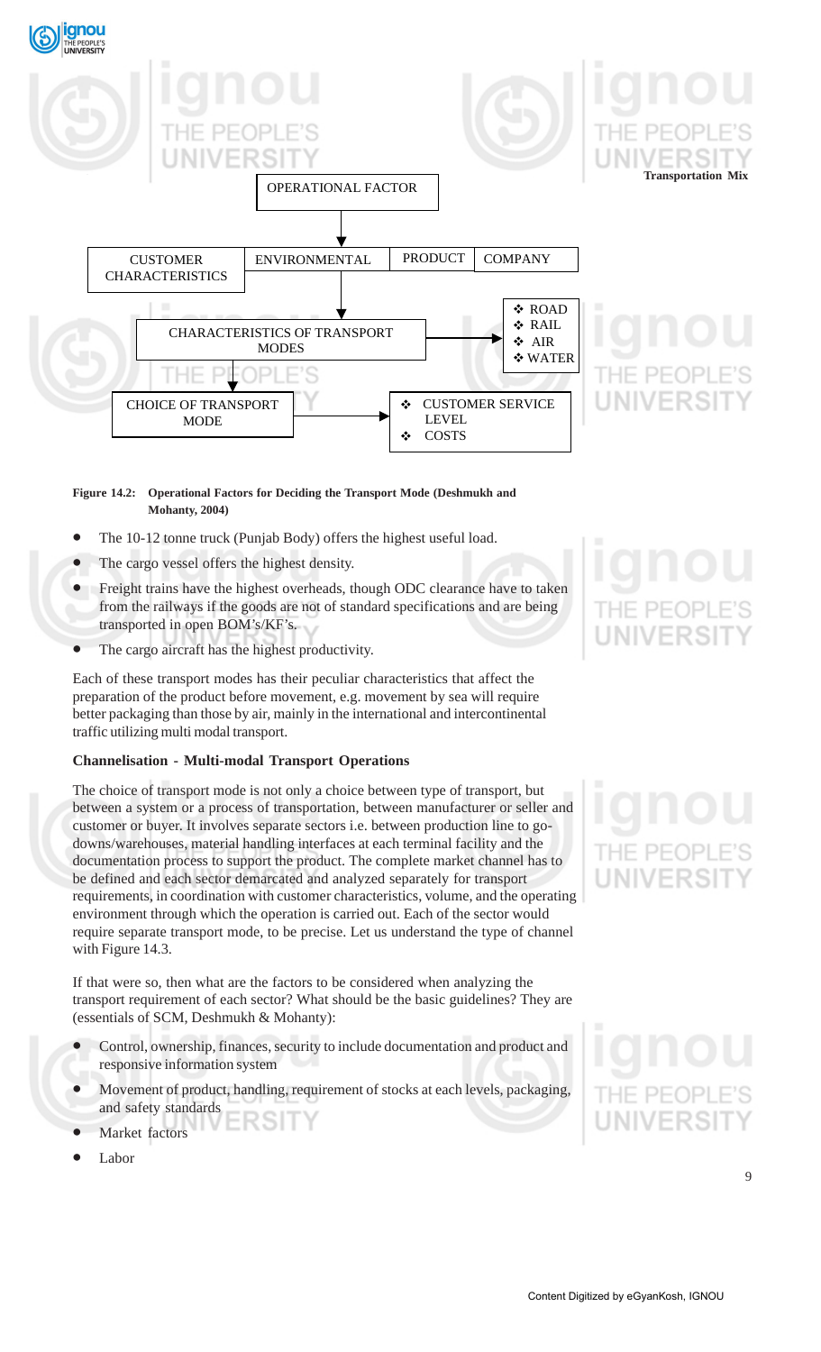OPERATIONAL FACTOR

CUSTOMER CHARACTERISTICS | ENVIRONMENTAL | PRODUCT | COMPANY

CHARACTERISTICS OF TRANSPORT MODES → ROAD, RAIL, AIR, WATER

CHOICE OF TRANSPORT MODE → CUSTOMER SERVICE LEVEL, COSTS

**Figure 14.2: Operational Factors for Deciding the Transport Mode (Deshmukh and Mohanty, 2004)**

- The 10-12 tonne truck (Punjab Body) offers the highest useful load.
- The cargo vessel offers the highest density.
- Freight trains have the highest overheads, though ODC clearance have to taken from the railways if the goods are not of standard specifications and are being transported in open BOM's/KF's.
- The cargo aircraft has the highest productivity.

Each of these transport modes has their peculiar characteristics that affect the preparation of the product before movement, e.g. movement by sea will require better packaging than those by air, mainly in the international and intercontinental traffic utilizing multi modal transport.

**Channelisation - Multi-modal Transport Operations**

The choice of transport mode is not only a choice between type of transport, but between a system or a process of transportation, between manufacturer or seller and customer or buyer. It involves separate sectors i.e. between production line to go-downs/warehouses, material handling interfaces at each terminal facility and the documentation process to support the product. The complete market channel has to be defined and each sector demarcated and analyzed separately for transport requirements, in coordination with customer characteristics, volume, and the operating environment through which the operation is carried out. Each of the sector would require separate transport mode, to be precise. Let us understand the type of channel with Figure 14.3.

If that were so, then what are the factors to be considered when analyzing the transport requirement of each sector? What should be the basic guidelines? They are (essentials of SCM, Deshmukh & Mohanty):

- Control, ownership, finances, security to include documentation and product and responsive information system
- Movement of product, handling, requirement of stocks at each levels, packaging, and safety standards
- Market factors
- Labor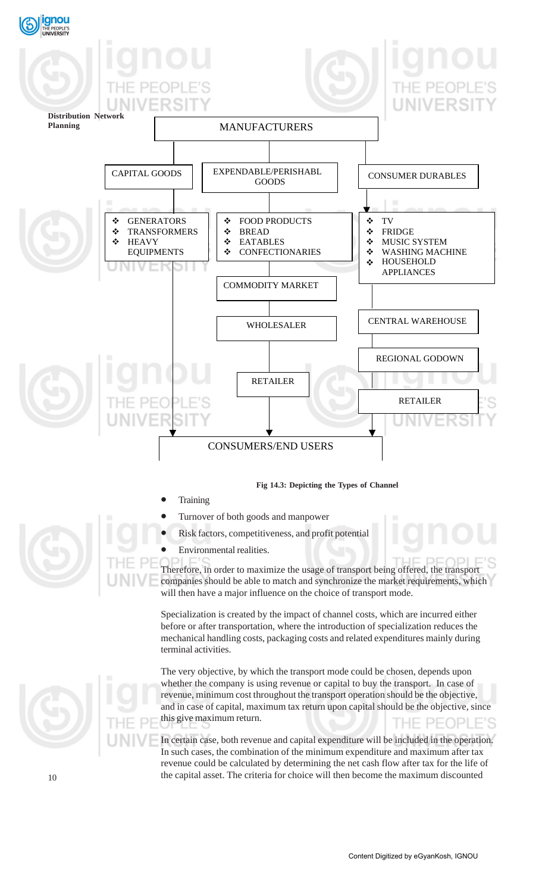MANUFACTURERS

| CAPITAL GOODS | EXPENDABLE/PERISHABL GOODS | CONSUMER DURABLES |
|---|---|---|
| ❖ GENERATORS<br>❖ TRANSFORMERS<br>❖ HEAVY EQUIPMENTS | ❖ FOOD PRODUCTS<br>❖ BREAD<br>❖ EATABLES<br>❖ CONFECTIONARIES | ❖ TV<br>❖ FRIDGE<br>❖ MUSIC SYSTEM<br>❖ WASHING MACHINE<br>❖ HOUSEHOLD APPLIANCES |
| | COMMODITY MARKET | CENTRAL WAREHOUSE |
| | WHOLESALER | REGIONAL GODOWN |
| | RETAILER | RETAILER |

CONSUMERS/END USERS

**Fig 14.3: Depicting the Types of Channel**

- Training
- Turnover of both goods and manpower
- Risk factors, competitiveness, and profit potential
- Environmental realities.

Therefore, in order to maximize the usage of transport being offered, the transport companies should be able to match and synchronize the market requirements, which will then have a major influence on the choice of transport mode.

Specialization is created by the impact of channel costs, which are incurred either before or after transportation, where the introduction of specialization reduces the mechanical handling costs, packaging costs and related expenditures mainly during terminal activities.

The very objective, by which the transport mode could be chosen, depends upon whether the company is using revenue or capital to buy the transport. In case of revenue, minimum cost throughout the transport operation should be the objective, and in case of capital, maximum tax return upon capital should be the objective, since this give maximum return.

In certain case, both revenue and capital expenditure will be included in the operation. In such cases, the combination of the minimum expenditure and maximum after tax revenue could be calculated by determining the net cash flow after tax for the life of the capital asset. The criteria for choice will then become the maximum discounted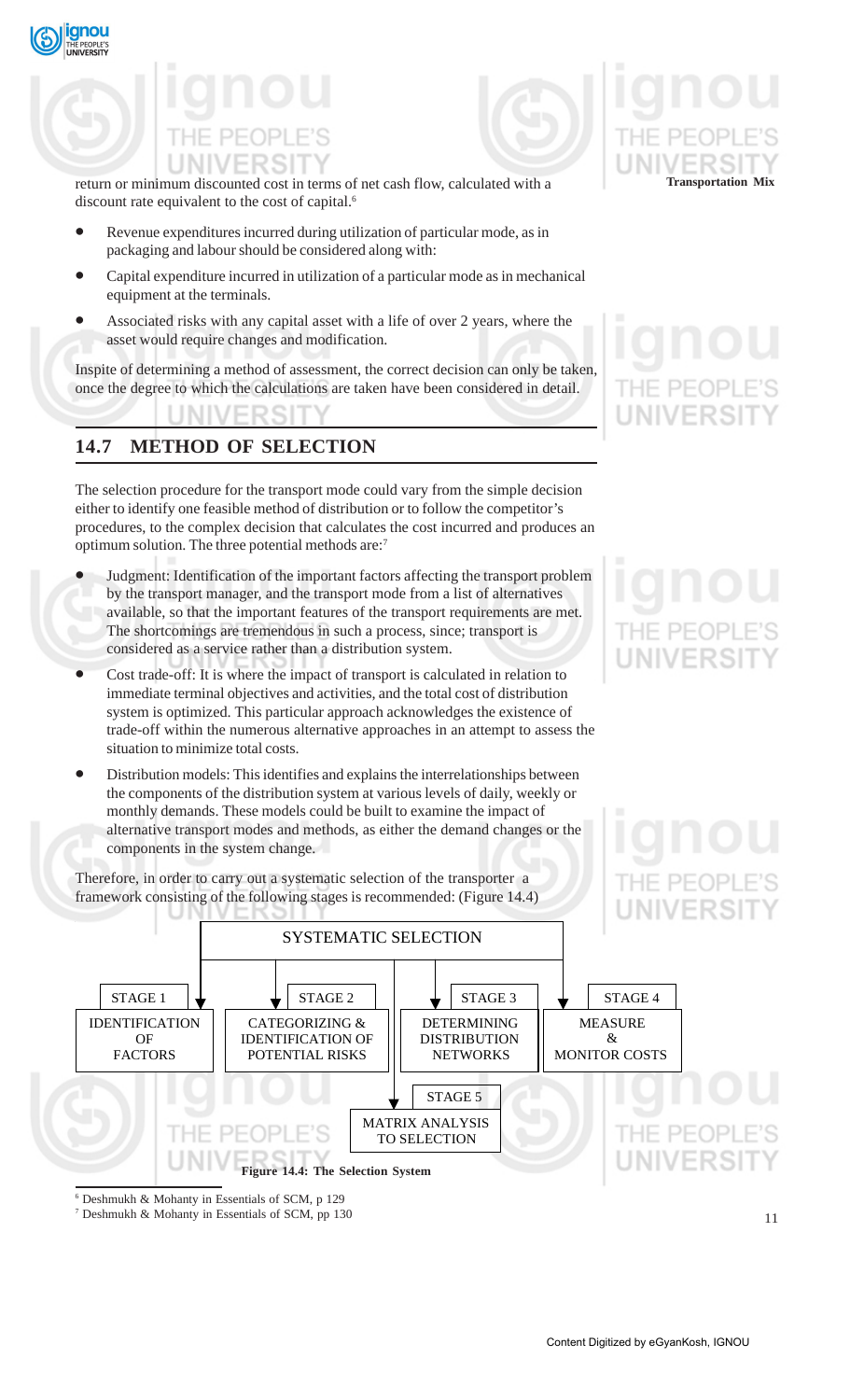return or minimum discounted cost in terms of net cash flow, calculated with a discount rate equivalent to the cost of capital.[6]

- Revenue expenditures incurred during utilization of particular mode, as in packaging and labour should be considered along with:
- Capital expenditure incurred in utilization of a particular mode as in mechanical equipment at the terminals.
- Associated risks with any capital asset with a life of over 2 years, where the asset would require changes and modification.

Inspite of determining a method of assessment, the correct decision can only be taken, once the degree to which the calculations are taken have been considered in detail.

## 14.7 METHOD OF SELECTION

The selection procedure for the transport mode could vary from the simple decision either to identify one feasible method of distribution or to follow the competitor's procedures, to the complex decision that calculates the cost incurred and produces an optimum solution. The three potential methods are:[7]

- Judgment: Identification of the important factors affecting the transport problem by the transport manager, and the transport mode from a list of alternatives available, so that the important features of the transport requirements are met. The shortcomings are tremendous in such a process, since; transport is considered as a service rather than a distribution system.
- Cost trade-off: It is where the impact of transport is calculated in relation to immediate terminal objectives and activities, and the total cost of distribution system is optimized. This particular approach acknowledges the existence of trade-off within the numerous alternative approaches in an attempt to assess the situation to minimize total costs.
- Distribution models: This identifies and explains the interrelationships between the components of the distribution system at various levels of daily, weekly or monthly demands. These models could be built to examine the impact of alternative transport modes and methods, as either the demand changes or the components in the system change.

Therefore, in order to carry out a systematic selection of the transporter a framework consisting of the following stages is recommended: (Figure 14.4)

SYSTEMATIC SELECTION

- STAGE 1: IDENTIFICATION OF FACTORS
- STAGE 2: CATEGORIZING & IDENTIFICATION OF POTENTIAL RISKS
- STAGE 3: DETERMINING DISTRIBUTION NETWORKS
- STAGE 4: MEASURE & MONITOR COSTS
- STAGE 5: MATRIX ANALYSIS TO SELECTION

**Figure 14.4: The Selection System**

---

[6] Deshmukh & Mohanty in Essentials of SCM, p 129

[7] Deshmukh & Mohanty in Essentials of SCM, pp 130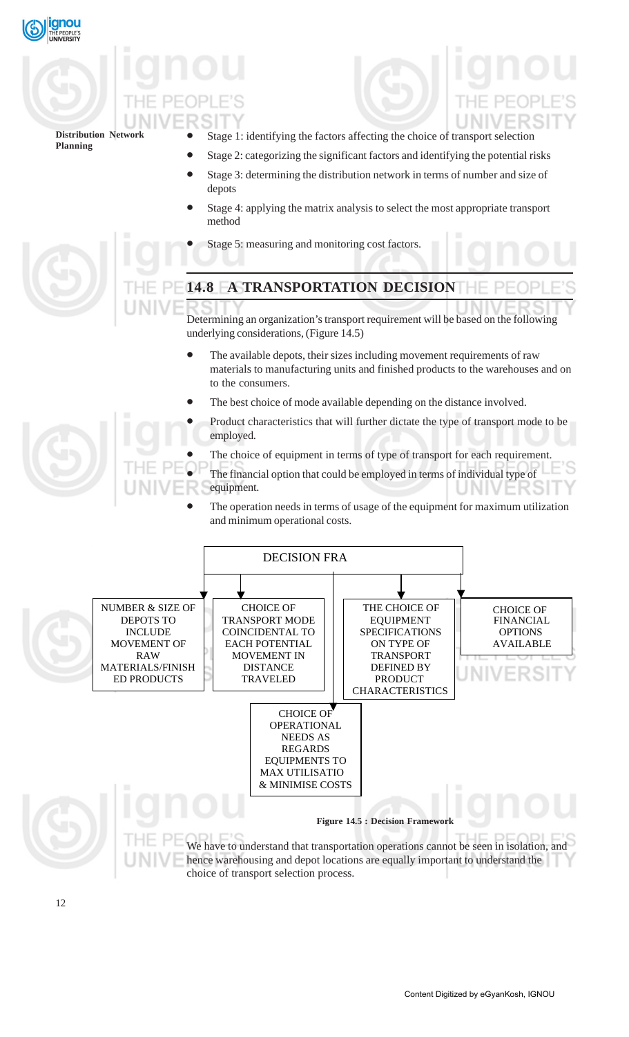- Stage 1: identifying the factors affecting the choice of transport selection
- Stage 2: categorizing the significant factors and identifying the potential risks
- Stage 3: determining the distribution network in terms of number and size of depots
- Stage 4: applying the matrix analysis to select the most appropriate transport method
- Stage 5: measuring and monitoring cost factors.

## 14.8 A TRANSPORTATION DECISION

Determining an organization's transport requirement will be based on the following underlying considerations, (Figure 14.5)

- The available depots, their sizes including movement requirements of raw materials to manufacturing units and finished products to the warehouses and on to the consumers.
- The best choice of mode available depending on the distance involved.
- Product characteristics that will further dictate the type of transport mode to be employed.
- The choice of equipment in terms of type of transport for each requirement.
- The financial option that could be employed in terms of individual type of equipment.
- The operation needs in terms of usage of the equipment for maximum utilization and minimum operational costs.

DECISION FRA

- NUMBER & SIZE OF DEPOTS TO INCLUDE MOVEMENT OF RAW MATERIALS/FINISHED PRODUCTS
- CHOICE OF TRANSPORT MODE COINCIDENTAL TO EACH POTENTIAL MOVEMENT IN DISTANCE TRAVELED
- THE CHOICE OF EQUIPMENT SPECIFICATIONS ON TYPE OF TRANSPORT DEFINED BY PRODUCT CHARACTERISTICS
- CHOICE OF FINANCIAL OPTIONS AVAILABLE
- CHOICE OF OPERATIONAL NEEDS AS REGARDS EQUIPMENTS TO MAX UTILISATIO & MINIMISE COSTS

**Figure 14.5 : Decision Framework**

We have to understand that transportation operations cannot be seen in isolation, and hence warehousing and depot locations are equally important to understand the choice of transport selection process.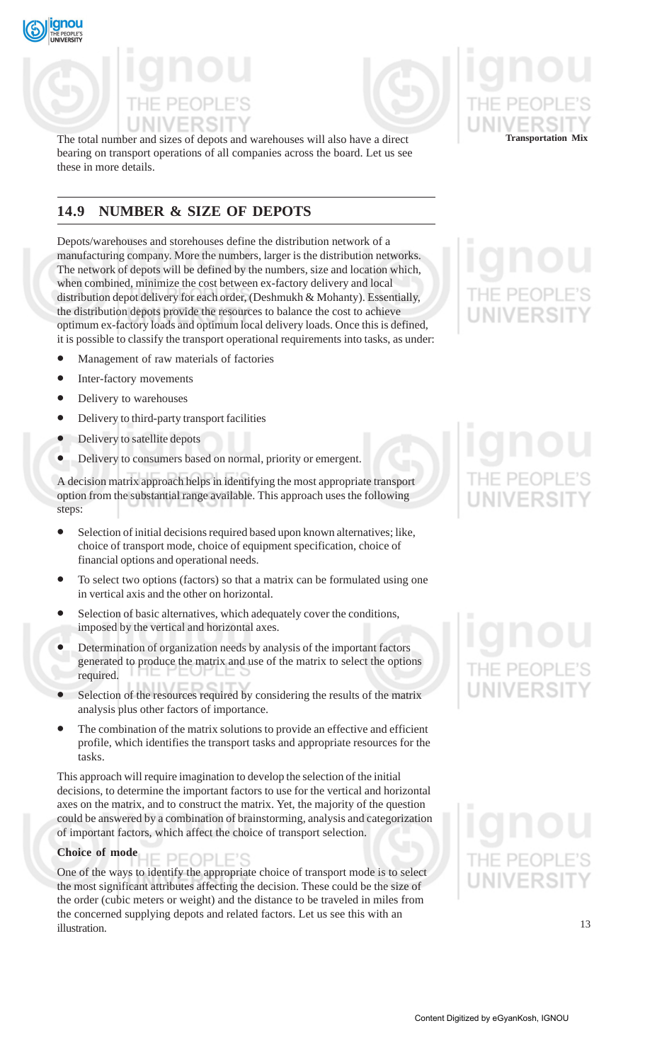The total number and sizes of depots and warehouses will also have a direct bearing on transport operations of all companies across the board. Let us see these in more details.

## 14.9 NUMBER & SIZE OF DEPOTS

Depots/warehouses and storehouses define the distribution network of a manufacturing company. More the numbers, larger is the distribution networks. The network of depots will be defined by the numbers, size and location which, when combined, minimize the cost between ex-factory delivery and local distribution depot delivery for each order, (Deshmukh & Mohanty). Essentially, the distribution depots provide the resources to balance the cost to achieve optimum ex-factory loads and optimum local delivery loads. Once this is defined, it is possible to classify the transport operational requirements into tasks, as under:

- Management of raw materials of factories
- Inter-factory movements
- Delivery to warehouses
- Delivery to third-party transport facilities
- Delivery to satellite depots
- Delivery to consumers based on normal, priority or emergent.

A decision matrix approach helps in identifying the most appropriate transport option from the substantial range available. This approach uses the following steps:

- Selection of initial decisions required based upon known alternatives; like, choice of transport mode, choice of equipment specification, choice of financial options and operational needs.
- To select two options (factors) so that a matrix can be formulated using one in vertical axis and the other on horizontal.
- Selection of basic alternatives, which adequately cover the conditions, imposed by the vertical and horizontal axes.
- Determination of organization needs by analysis of the important factors generated to produce the matrix and use of the matrix to select the options required.
- Selection of the resources required by considering the results of the matrix analysis plus other factors of importance.
- The combination of the matrix solutions to provide an effective and efficient profile, which identifies the transport tasks and appropriate resources for the tasks.

This approach will require imagination to develop the selection of the initial decisions, to determine the important factors to use for the vertical and horizontal axes on the matrix, and to construct the matrix. Yet, the majority of the question could be answered by a combination of brainstorming, analysis and categorization of important factors, which affect the choice of transport selection.

**Choice of mode**

One of the ways to identify the appropriate choice of transport mode is to select the most significant attributes affecting the decision. These could be the size of the order (cubic meters or weight) and the distance to be traveled in miles from the concerned supplying depots and related factors. Let us see this with an illustration.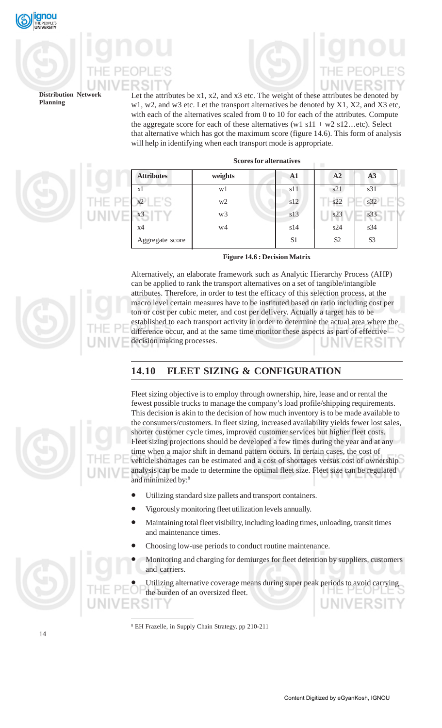Let the attributes be x1, x2, and x3 etc. The weight of these attributes be denoted by w1, w2, and w3 etc. Let the transport alternatives be denoted by X1, X2, and X3 etc, with each of the alternatives scaled from 0 to 10 for each of the attributes. Compute the aggregate score for each of these alternatives (w1 s11 + w2 s12…etc). Select that alternative which has got the maximum score (figure 14.6). This form of analysis will help in identifying when each transport mode is appropriate.

**Scores for alternatives**

| **Attributes** | **weights** | **A1** | **A2** | **A3** |
|---|---|---|---|---|
| x1 | w1 | s11 | s21 | s31 |
| x2 | w2 | s12 | s22 | s32 |
| x3 | w3 | s13 | s23 | s33 |
| x4 | w4 | s14 | s24 | s34 |
| Aggregate score | | S1 | S2 | S3 |

**Figure 14.6 : Decision Matrix**

Alternatively, an elaborate framework such as Analytic Hierarchy Process (AHP) can be applied to rank the transport alternatives on a set of tangible/intangible attributes. Therefore, in order to test the efficacy of this selection process, at the macro level certain measures have to be instituted based on ratio including cost per ton or cost per cubic meter, and cost per delivery. Actually a target has to be established to each transport activity in order to determine the actual area where the difference occur, and at the same time monitor these aspects as part of effective decision making processes.

## 14.10 FLEET SIZING & CONFIGURATION

Fleet sizing objective is to employ through ownership, hire, lease and or rental the fewest possible trucks to manage the company's load profile/shipping requirements. This decision is akin to the decision of how much inventory is to be made available to the consumers/customers. In fleet sizing, increased availability yields fewer lost sales, shorter customer cycle times, improved customer services but higher fleet costs. Fleet sizing projections should be developed a few times during the year and at any time when a major shift in demand pattern occurs. In certain cases, the cost of vehicle shortages can be estimated and a cost of shortages versus cost of ownership analysis can be made to determine the optimal fleet size. Fleet size can be regulated and minimized by:[8]

- Utilizing standard size pallets and transport containers.
- Vigorously monitoring fleet utilization levels annually.
- Maintaining total fleet visibility, including loading times, unloading, transit times and maintenance times.
- Choosing low-use periods to conduct routine maintenance.
- Monitoring and charging for demiurges for fleet detention by suppliers, customers and carriers.
- Utilizing alternative coverage means during super peak periods to avoid carrying the burden of an oversized fleet.

---

[8] EH Frazelle, in Supply Chain Strategy, pp 210-211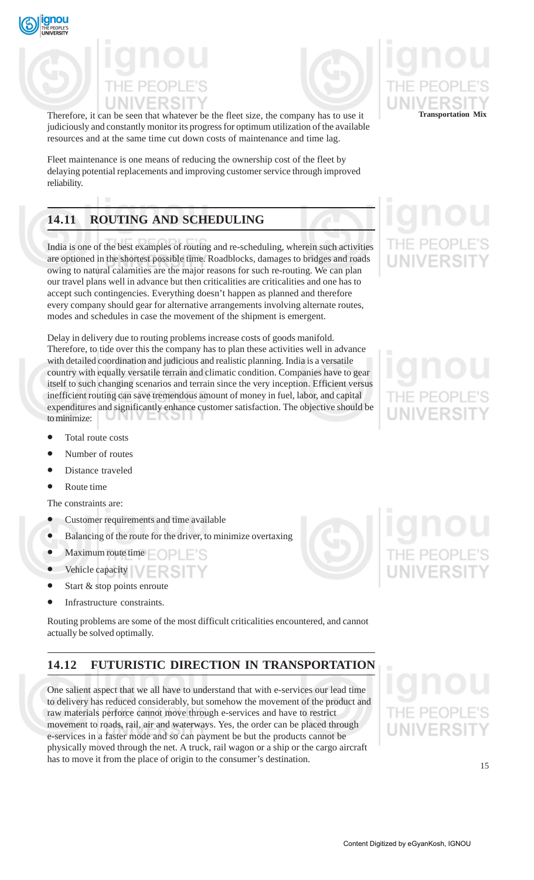Therefore, it can be seen that whatever be the fleet size, the company has to use it judiciously and constantly monitor its progress for optimum utilization of the available resources and at the same time cut down costs of maintenance and time lag.

Fleet maintenance is one means of reducing the ownership cost of the fleet by delaying potential replacements and improving customer service through improved reliability.

## 14.11 ROUTING AND SCHEDULING

India is one of the best examples of routing and re-scheduling, wherein such activities are optioned in the shortest possible time. Roadblocks, damages to bridges and roads owing to natural calamities are the major reasons for such re-routing. We can plan our travel plans well in advance but then criticalities are criticalities and one has to accept such contingencies. Everything doesn't happen as planned and therefore every company should gear for alternative arrangements involving alternate routes, modes and schedules in case the movement of the shipment is emergent.

Delay in delivery due to routing problems increase costs of goods manifold. Therefore, to tide over this the company has to plan these activities well in advance with detailed coordination and judicious and realistic planning. India is a versatile country with equally versatile terrain and climatic condition. Companies have to gear itself to such changing scenarios and terrain since the very inception. Efficient versus inefficient routing can save tremendous amount of money in fuel, labor, and capital expenditures and significantly enhance customer satisfaction. The objective should be to minimize:

- Total route costs
- Number of routes
- Distance traveled
- Route time

The constraints are:

- Customer requirements and time available
- Balancing of the route for the driver, to minimize overtaxing
- Maximum route time
- Vehicle capacity
- Start & stop points enroute
- Infrastructure constraints.

Routing problems are some of the most difficult criticalities encountered, and cannot actually be solved optimally.

## 14.12 FUTURISTIC DIRECTION IN TRANSPORTATION

One salient aspect that we all have to understand that with e-services our lead time to delivery has reduced considerably, but somehow the movement of the product and raw materials perforce cannot move through e-services and have to restrict movement to roads, rail, air and waterways. Yes, the order can be placed through e-services in a faster mode and so can payment be but the products cannot be physically moved through the net. A truck, rail wagon or a ship or the cargo aircraft has to move it from the place of origin to the consumer's destination.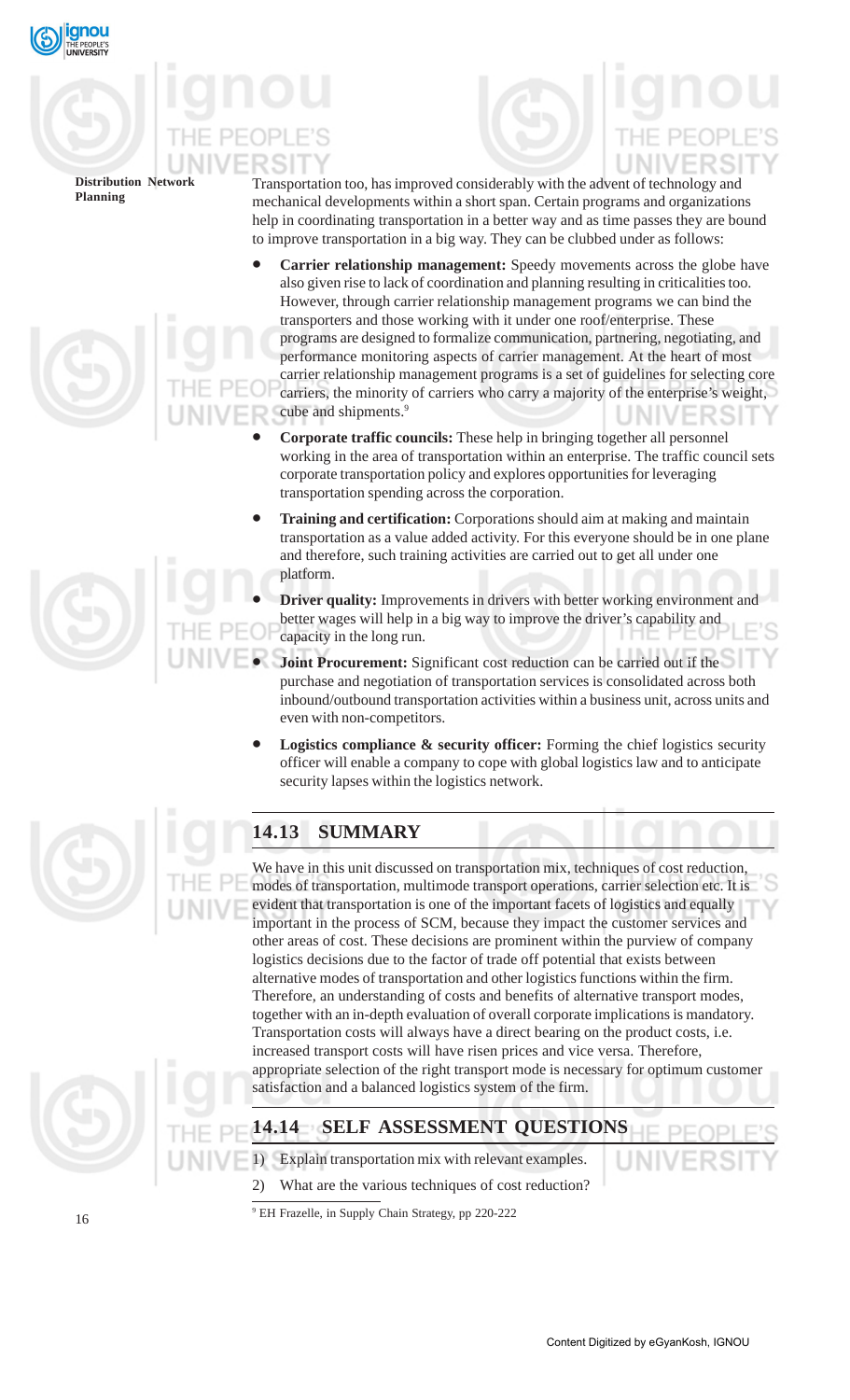Transportation too, has improved considerably with the advent of technology and mechanical developments within a short span. Certain programs and organizations help in coordinating transportation in a better way and as time passes they are bound to improve transportation in a big way. They can be clubbed under as follows:

- **Carrier relationship management:** Speedy movements across the globe have also given rise to lack of coordination and planning resulting in criticalities too. However, through carrier relationship management programs we can bind the transporters and those working with it under one roof/enterprise. These programs are designed to formalize communication, partnering, negotiating, and performance monitoring aspects of carrier management. At the heart of most carrier relationship management programs is a set of guidelines for selecting core carriers, the minority of carriers who carry a majority of the enterprise's weight, cube and shipments.[9]

- **Corporate traffic councils:** These help in bringing together all personnel working in the area of transportation within an enterprise. The traffic council sets corporate transportation policy and explores opportunities for leveraging transportation spending across the corporation.

- **Training and certification:** Corporations should aim at making and maintain transportation as a value added activity. For this everyone should be in one plane and therefore, such training activities are carried out to get all under one platform.

- **Driver quality:** Improvements in drivers with better working environment and better wages will help in a big way to improve the driver's capability and capacity in the long run.

- **Joint Procurement:** Significant cost reduction can be carried out if the purchase and negotiation of transportation services is consolidated across both inbound/outbound transportation activities within a business unit, across units and even with non-competitors.

- **Logistics compliance & security officer:** Forming the chief logistics security officer will enable a company to cope with global logistics law and to anticipate security lapses within the logistics network.

## 14.13 SUMMARY

We have in this unit discussed on transportation mix, techniques of cost reduction, modes of transportation, multimode transport operations, carrier selection etc. It is evident that transportation is one of the important facets of logistics and equally important in the process of SCM, because they impact the customer services and other areas of cost. These decisions are prominent within the purview of company logistics decisions due to the factor of trade off potential that exists between alternative modes of transportation and other logistics functions within the firm. Therefore, an understanding of costs and benefits of alternative transport modes, together with an in-depth evaluation of overall corporate implications is mandatory. Transportation costs will always have a direct bearing on the product costs, i.e. increased transport costs will have risen prices and vice versa. Therefore, appropriate selection of the right transport mode is necessary for optimum customer satisfaction and a balanced logistics system of the firm.

## 14.14 SELF ASSESSMENT QUESTIONS

1) Explain transportation mix with relevant examples.
2) What are the various techniques of cost reduction?

---

[9] EH Frazelle, in Supply Chain Strategy, pp 220-222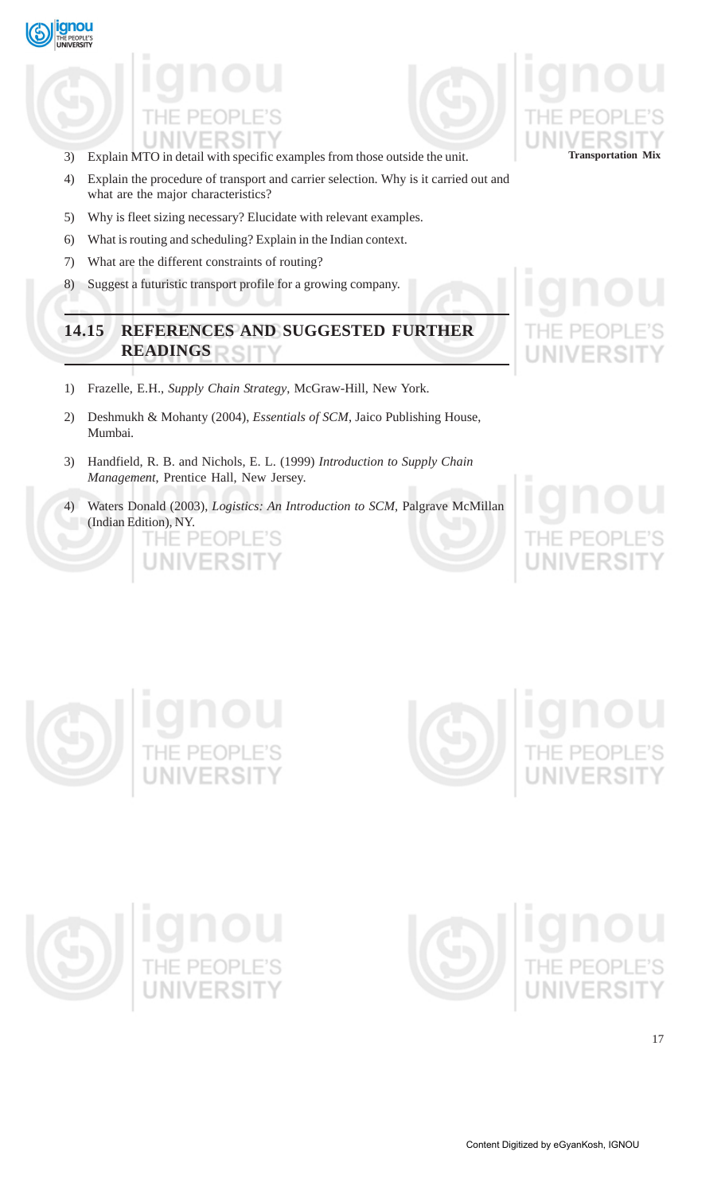3) Explain MTO in detail with specific examples from those outside the unit.

4) Explain the procedure of transport and carrier selection. Why is it carried out and what are the major characteristics?

5) Why is fleet sizing necessary? Elucidate with relevant examples.

6) What is routing and scheduling? Explain in the Indian context.

7) What are the different constraints of routing?

8) Suggest a futuristic transport profile for a growing company.

## 14.15 REFERENCES AND SUGGESTED FURTHER READINGS

1) Frazelle, E.H., *Supply Chain Strategy*, McGraw-Hill, New York.

2) Deshmukh & Mohanty (2004), *Essentials of SCM*, Jaico Publishing House, Mumbai.

3) Handfield, R. B. and Nichols, E. L. (1999) *Introduction to Supply Chain Management*, Prentice Hall, New Jersey.

4) Waters Donald (2003), *Logistics: An Introduction to SCM*, Palgrave McMillan (Indian Edition), NY.